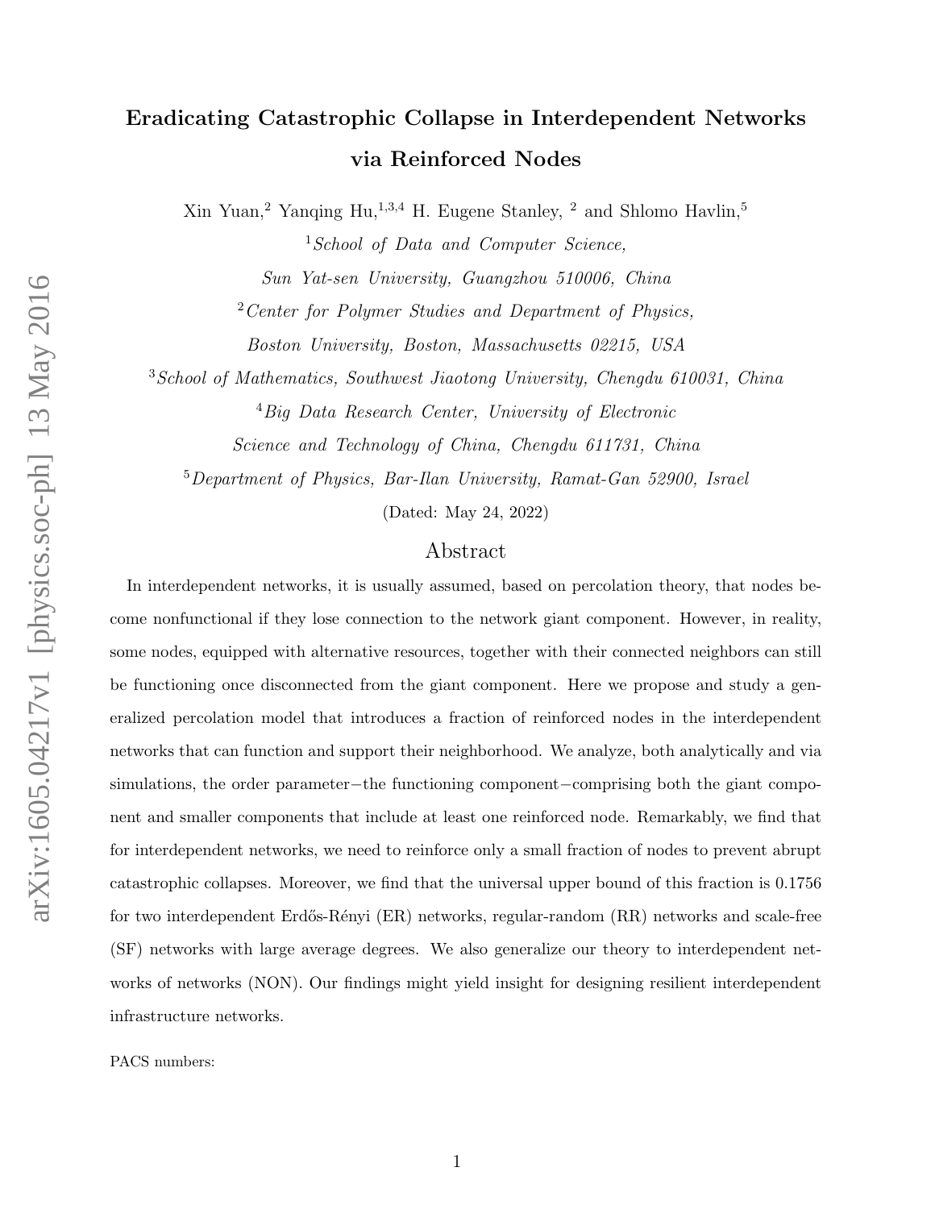# Eradicating Catastrophic Collapse in Interdependent Networks via Reinforced Nodes

Xin Yuan,[2] Yanqing Hu,[1,3,4] H. Eugene Stanley, [2] and Shlomo Havlin,[5]

[1] *School of Data and Computer Science, Sun Yat-sen University, Guangzhou 510006, China*

[2] *Center for Polymer Studies and Department of Physics, Boston University, Boston, Massachusetts 02215, USA*

[3] *School of Mathematics, Southwest Jiaotong University, Chengdu 610031, China*

[4] *Big Data Research Center, University of Electronic Science and Technology of China, Chengdu 611731, China*

[5] *Department of Physics, Bar-Ilan University, Ramat-Gan 52900, Israel*

(Dated: May 24, 2022)

## Abstract

In interdependent networks, it is usually assumed, based on percolation theory, that nodes become nonfunctional if they lose connection to the network giant component. However, in reality, some nodes, equipped with alternative resources, together with their connected neighbors can still be functioning once disconnected from the giant component. Here we propose and study a generalized percolation model that introduces a fraction of reinforced nodes in the interdependent networks that can function and support their neighborhood. We analyze, both analytically and via simulations, the order parameter−the functioning component−comprising both the giant component and smaller components that include at least one reinforced node. Remarkably, we find that for interdependent networks, we need to reinforce only a small fraction of nodes to prevent abrupt catastrophic collapses. Moreover, we find that the universal upper bound of this fraction is 0.1756 for two interdependent Erdős-Rényi (ER) networks, regular-random (RR) networks and scale-free (SF) networks with large average degrees. We also generalize our theory to interdependent networks of networks (NON). Our findings might yield insight for designing resilient interdependent infrastructure networks.

PACS numbers: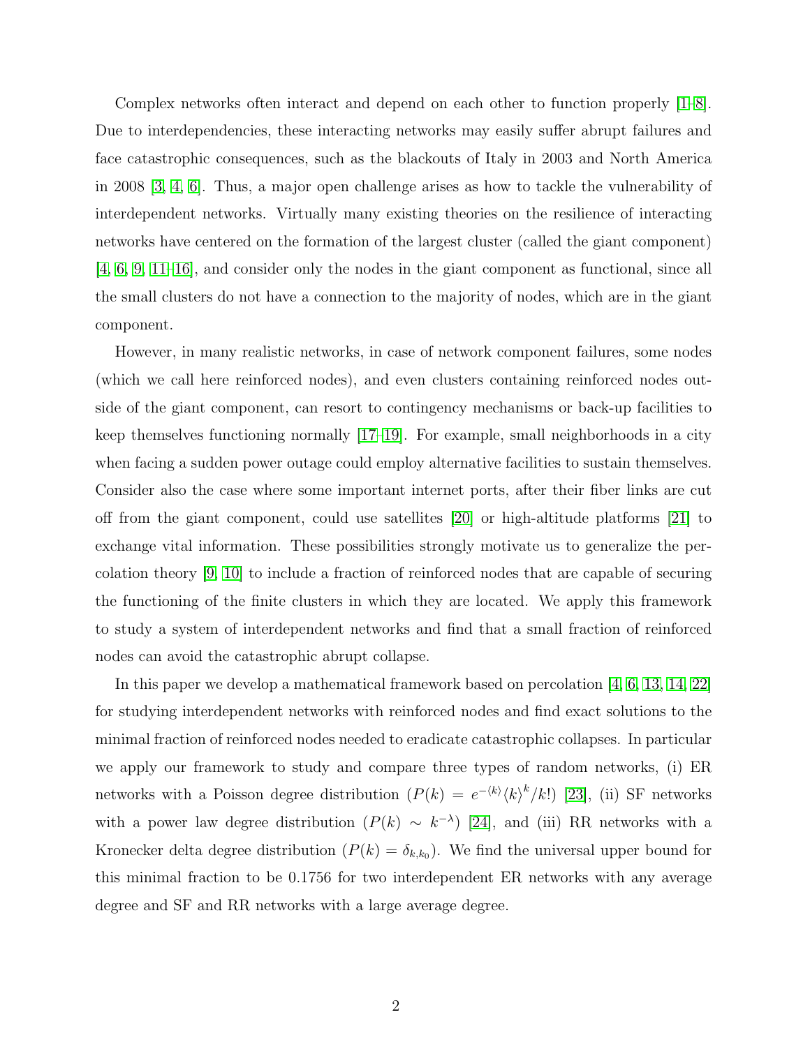Complex networks often interact and depend on each other to function properly [1–8]. Due to interdependencies, these interacting networks may easily suffer abrupt failures and face catastrophic consequences, such as the blackouts of Italy in 2003 and North America in 2008 [3, 4, 6]. Thus, a major open challenge arises as how to tackle the vulnerability of interdependent networks. Virtually many existing theories on the resilience of interacting networks have centered on the formation of the largest cluster (called the giant component) [4, 6, 9, 11–16], and consider only the nodes in the giant component as functional, since all the small clusters do not have a connection to the majority of nodes, which are in the giant component.

However, in many realistic networks, in case of network component failures, some nodes (which we call here reinforced nodes), and even clusters containing reinforced nodes outside of the giant component, can resort to contingency mechanisms or back-up facilities to keep themselves functioning normally [17–19]. For example, small neighborhoods in a city when facing a sudden power outage could employ alternative facilities to sustain themselves. Consider also the case where some important internet ports, after their fiber links are cut off from the giant component, could use satellites [20] or high-altitude platforms [21] to exchange vital information. These possibilities strongly motivate us to generalize the percolation theory [9, 10] to include a fraction of reinforced nodes that are capable of securing the functioning of the finite clusters in which they are located. We apply this framework to study a system of interdependent networks and find that a small fraction of reinforced nodes can avoid the catastrophic abrupt collapse.

In this paper we develop a mathematical framework based on percolation [4, 6, 13, 14, 22] for studying interdependent networks with reinforced nodes and find exact solutions to the minimal fraction of reinforced nodes needed to eradicate catastrophic collapses. In particular we apply our framework to study and compare three types of random networks, (i) ER networks with a Poisson degree distribution ($P(k) = e^{-\langle k \rangle}\langle k \rangle^k/k!$) [23], (ii) SF networks with a power law degree distribution ($P(k) \sim k^{-\lambda}$) [24], and (iii) RR networks with a Kronecker delta degree distribution ($P(k) = \delta_{k,k_0}$). We find the universal upper bound for this minimal fraction to be 0.1756 for two interdependent ER networks with any average degree and SF and RR networks with a large average degree.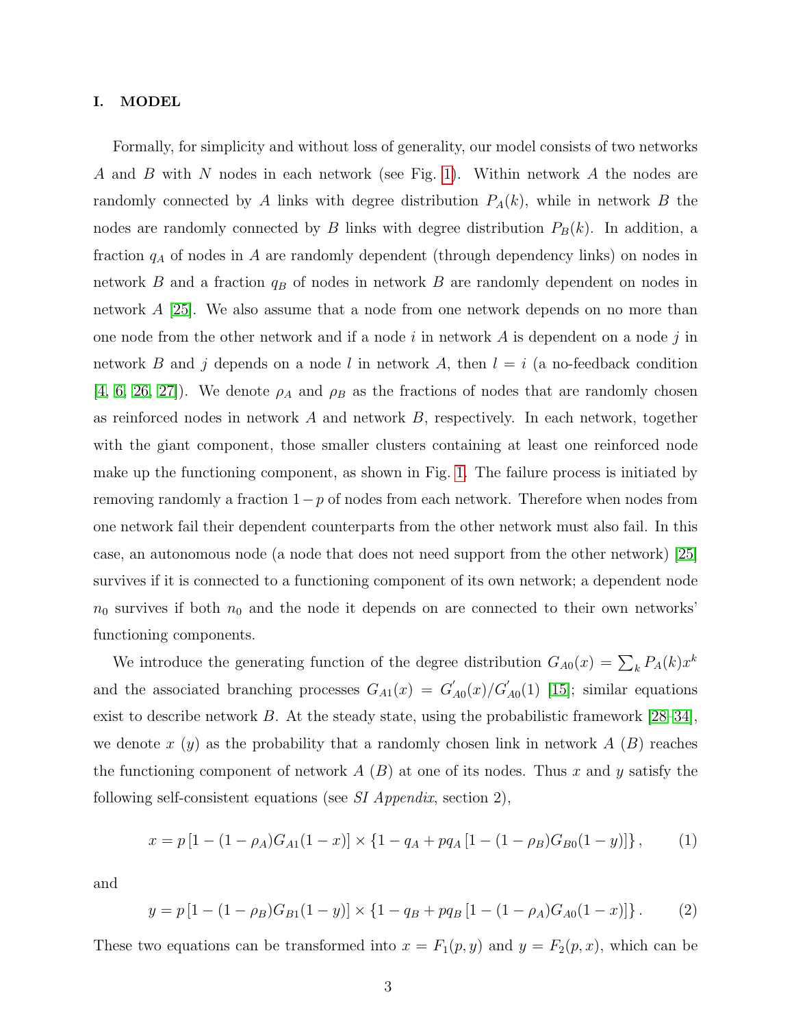## I. MODEL

Formally, for simplicity and without loss of generality, our model consists of two networks $A$ and $B$ with $N$ nodes in each network (see Fig. 1). Within network $A$ the nodes are randomly connected by $A$ links with degree distribution $P_A(k)$, while in network $B$ the nodes are randomly connected by $B$ links with degree distribution $P_B(k)$. In addition, a fraction $q_A$ of nodes in $A$ are randomly dependent (through dependency links) on nodes in network $B$ and a fraction $q_B$ of nodes in network $B$ are randomly dependent on nodes in network $A$ [25]. We also assume that a node from one network depends on no more than one node from the other network and if a node $i$ in network $A$ is dependent on a node $j$ in network $B$ and $j$ depends on a node $l$ in network $A$, then $l = i$ (a no-feedback condition [4, 6, 26, 27]). We denote $\rho_A$ and $\rho_B$ as the fractions of nodes that are randomly chosen as reinforced nodes in network $A$ and network $B$, respectively. In each network, together with the giant component, those smaller clusters containing at least one reinforced node make up the functioning component, as shown in Fig. 1. The failure process is initiated by removing randomly a fraction $1-p$ of nodes from each network. Therefore when nodes from one network fail their dependent counterparts from the other network must also fail. In this case, an autonomous node (a node that does not need support from the other network) [25] survives if it is connected to a functioning component of its own network; a dependent node $n_0$ survives if both $n_0$ and the node it depends on are connected to their own networks' functioning components.

We introduce the generating function of the degree distribution $G_{A0}(x) = \sum_k P_A(k)x^k$ and the associated branching processes $G_{A1}(x) = G'_{A0}(x)/G'_{A0}(1)$ [15]; similar equations exist to describe network $B$. At the steady state, using the probabilistic framework [28–34], we denote $x$ ($y$) as the probability that a randomly chosen link in network $A$ ($B$) reaches the functioning component of network $A$ ($B$) at one of its nodes. Thus $x$ and $y$ satisfy the following self-consistent equations (see *SI Appendix*, section 2),

$$x = p\left[1-(1-\rho_A)G_{A1}(1-x)\right] \times \left\{1-q_A+pq_A\left[1-(1-\rho_B)G_{B0}(1-y)\right]\right\}, \tag{1}$$

and

$$y = p\left[1-(1-\rho_B)G_{B1}(1-y)\right] \times \left\{1-q_B+pq_B\left[1-(1-\rho_A)G_{A0}(1-x)\right]\right\}. \tag{2}$$

These two equations can be transformed into $x = F_1(p, y)$ and $y = F_2(p, x)$, which can be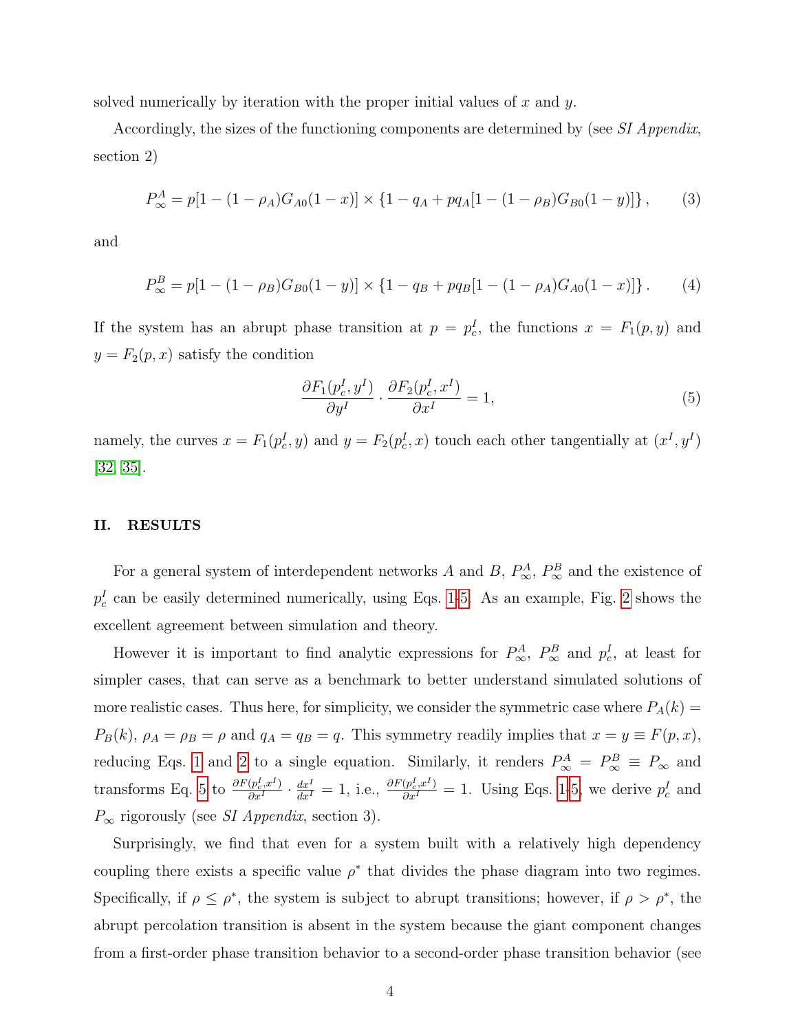solved numerically by iteration with the proper initial values of $x$ and $y$.

Accordingly, the sizes of the functioning components are determined by (see *SI Appendix*, section 2)

$$P_\infty^A = p[1-(1-\rho_A)G_{A0}(1-x)] \times \{1-q_A+pq_A[1-(1-\rho_B)G_{B0}(1-y)]\}, \quad (3)$$

and

$$P_\infty^B = p[1-(1-\rho_B)G_{B0}(1-y)] \times \{1-q_B+pq_B[1-(1-\rho_A)G_{A0}(1-x)]\}. \quad (4)$$

If the system has an abrupt phase transition at $p = p_c^I$, the functions $x = F_1(p, y)$ and $y = F_2(p, x)$ satisfy the condition

$$\frac{\partial F_1(p_c^I, y^I)}{\partial y^I} \cdot \frac{\partial F_2(p_c^I, x^I)}{\partial x^I} = 1, \quad (5)$$

namely, the curves $x = F_1(p_c^I, y)$ and $y = F_2(p_c^I, x)$ touch each other tangentially at $(x^I, y^I)$ [32, 35].

## II. RESULTS

For a general system of interdependent networks $A$ and $B$, $P_\infty^A$, $P_\infty^B$ and the existence of $p_c^I$ can be easily determined numerically, using Eqs. 1-5. As an example, Fig. 2 shows the excellent agreement between simulation and theory.

However it is important to find analytic expressions for $P_\infty^A$, $P_\infty^B$ and $p_c^I$, at least for simpler cases, that can serve as a benchmark to better understand simulated solutions of more realistic cases. Thus here, for simplicity, we consider the symmetric case where $P_A(k) = P_B(k)$, $\rho_A = \rho_B = \rho$ and $q_A = q_B = q$. This symmetry readily implies that $x = y \equiv F(p, x)$, reducing Eqs. 1 and 2 to a single equation. Similarly, it renders $P_\infty^A = P_\infty^B \equiv P_\infty$ and transforms Eq. 5 to $\frac{\partial F(p_c^I, x^I)}{\partial x^I} \cdot \frac{dx^I}{dx^I} = 1$, i.e., $\frac{\partial F(p_c^I, x^I)}{\partial x^I} = 1$. Using Eqs. 1-5, we derive $p_c^I$ and $P_\infty$ rigorously (see *SI Appendix*, section 3).

Surprisingly, we find that even for a system built with a relatively high dependency coupling there exists a specific value $\rho^*$ that divides the phase diagram into two regimes. Specifically, if $\rho \leq \rho^*$, the system is subject to abrupt transitions; however, if $\rho > \rho^*$, the abrupt percolation transition is absent in the system because the giant component changes from a first-order phase transition behavior to a second-order phase transition behavior (see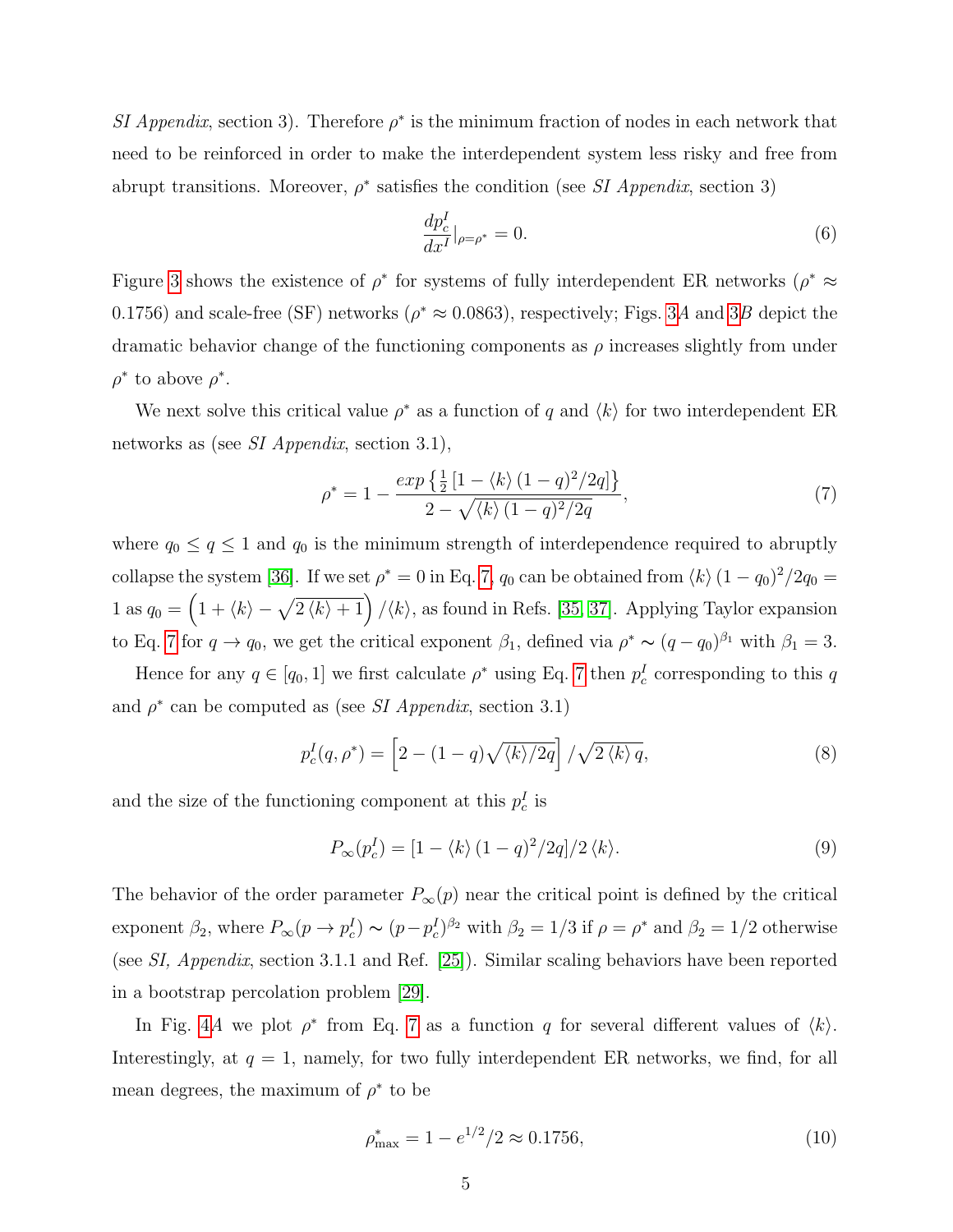*SI Appendix*, section 3). Therefore $\rho^*$ is the minimum fraction of nodes in each network that need to be reinforced in order to make the interdependent system less risky and free from abrupt transitions. Moreover, $\rho^*$ satisfies the condition (see *SI Appendix*, section 3)

$$\frac{dp_c^I}{dx^I}|_{\rho=\rho^*} = 0. \tag{6}$$

Figure 3 shows the existence of $\rho^*$ for systems of fully interdependent ER networks ($\rho^* \approx 0.1756$) and scale-free (SF) networks ($\rho^* \approx 0.0863$), respectively; Figs. 3*A* and 3*B* depict the dramatic behavior change of the functioning components as $\rho$ increases slightly from under $\rho^*$ to above $\rho^*$.

We next solve this critical value $\rho^*$ as a function of $q$ and $\langle k \rangle$ for two interdependent ER networks as (see *SI Appendix*, section 3.1),

$$\rho^* = 1 - \frac{exp\left\{\frac{1}{2}\left[1 - \langle k \rangle (1-q)^2/2q\right]\right\}}{2 - \sqrt{\langle k \rangle (1-q)^2/2q}}, \tag{7}$$

where $q_0 \leq q \leq 1$ and $q_0$ is the minimum strength of interdependence required to abruptly collapse the system [36]. If we set $\rho^* = 0$ in Eq. 7, $q_0$ can be obtained from $\langle k \rangle (1-q_0)^2/2q_0 = 1$ as $q_0 = \left(1 + \langle k \rangle - \sqrt{2\langle k \rangle + 1}\right)/\langle k \rangle$, as found in Refs. [35, 37]. Applying Taylor expansion to Eq. 7 for $q \to q_0$, we get the critical exponent $\beta_1$, defined via $\rho^* \sim (q - q_0)^{\beta_1}$ with $\beta_1 = 3$.

Hence for any $q \in [q_0, 1]$ we first calculate $\rho^*$ using Eq. 7 then $p_c^I$ corresponding to this $q$ and $\rho^*$ can be computed as (see *SI Appendix*, section 3.1)

$$p_c^I(q, \rho^*) = \left[2 - (1-q)\sqrt{\langle k \rangle /2q}\right]/\sqrt{2\langle k \rangle q}, \tag{8}$$

and the size of the functioning component at this $p_c^I$ is

$$P_\infty(p_c^I) = [1 - \langle k \rangle (1-q)^2/2q]/2\langle k \rangle. \tag{9}$$

The behavior of the order parameter $P_\infty(p)$ near the critical point is defined by the critical exponent $\beta_2$, where $P_\infty(p \to p_c^I) \sim (p - p_c^I)^{\beta_2}$ with $\beta_2 = 1/3$ if $\rho = \rho^*$ and $\beta_2 = 1/2$ otherwise (see *SI, Appendix*, section 3.1.1 and Ref. [25]). Similar scaling behaviors have been reported in a bootstrap percolation problem [29].

In Fig. 4*A* we plot $\rho^*$ from Eq. 7 as a function $q$ for several different values of $\langle k \rangle$. Interestingly, at $q = 1$, namely, for two fully interdependent ER networks, we find, for all mean degrees, the maximum of $\rho^*$ to be

$$\rho^*_{\max} = 1 - e^{1/2}/2 \approx 0.1756, \tag{10}$$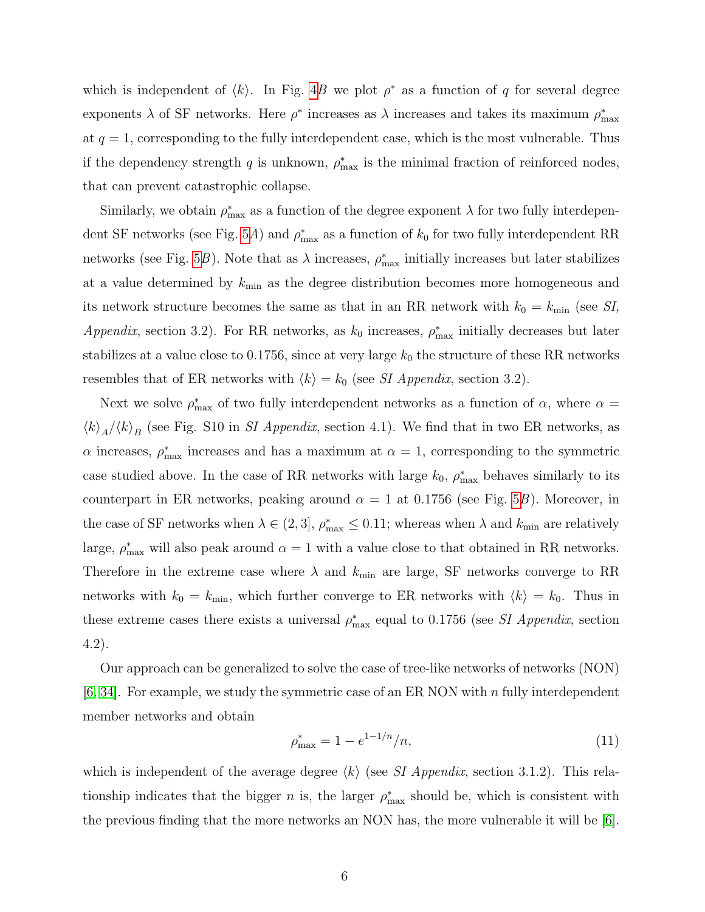which is independent of $\langle k \rangle$. In Fig. 4*B* we plot $\rho^*$ as a function of $q$ for several degree exponents $\lambda$ of SF networks. Here $\rho^*$ increases as $\lambda$ increases and takes its maximum $\rho^*_{\max}$ at $q = 1$, corresponding to the fully interdependent case, which is the most vulnerable. Thus if the dependency strength $q$ is unknown, $\rho^*_{\max}$ is the minimal fraction of reinforced nodes, that can prevent catastrophic collapse.

Similarly, we obtain $\rho^*_{\max}$ as a function of the degree exponent $\lambda$ for two fully interdependent SF networks (see Fig. 5*A*) and $\rho^*_{\max}$ as a function of $k_0$ for two fully interdependent RR networks (see Fig. 5*B*). Note that as $\lambda$ increases, $\rho^*_{\max}$ initially increases but later stabilizes at a value determined by $k_{\min}$ as the degree distribution becomes more homogeneous and its network structure becomes the same as that in an RR network with $k_0 = k_{\min}$ (see *SI, Appendix*, section 3.2). For RR networks, as $k_0$ increases, $\rho^*_{\max}$ initially decreases but later stabilizes at a value close to 0.1756, since at very large $k_0$ the structure of these RR networks resembles that of ER networks with $\langle k \rangle = k_0$ (see *SI Appendix*, section 3.2).

Next we solve $\rho^*_{\max}$ of two fully interdependent networks as a function of $\alpha$, where $\alpha = \langle k \rangle_A / \langle k \rangle_B$ (see Fig. S10 in *SI Appendix*, section 4.1). We find that in two ER networks, as $\alpha$ increases, $\rho^*_{\max}$ increases and has a maximum at $\alpha = 1$, corresponding to the symmetric case studied above. In the case of RR networks with large $k_0$, $\rho^*_{\max}$ behaves similarly to its counterpart in ER networks, peaking around $\alpha = 1$ at 0.1756 (see Fig. 5*B*). Moreover, in the case of SF networks when $\lambda \in (2, 3]$, $\rho^*_{\max} \leq 0.11$; whereas when $\lambda$ and $k_{\min}$ are relatively large, $\rho^*_{\max}$ will also peak around $\alpha = 1$ with a value close to that obtained in RR networks. Therefore in the extreme case where $\lambda$ and $k_{\min}$ are large, SF networks converge to RR networks with $k_0 = k_{\min}$, which further converge to ER networks with $\langle k \rangle = k_0$. Thus in these extreme cases there exists a universal $\rho^*_{\max}$ equal to 0.1756 (see *SI Appendix*, section 4.2).

Our approach can be generalized to solve the case of tree-like networks of networks (NON) [6, 34]. For example, we study the symmetric case of an ER NON with $n$ fully interdependent member networks and obtain

$$\rho^*_{\max} = 1 - e^{1-1/n}/n, \tag{11}$$

which is independent of the average degree $\langle k \rangle$ (see *SI Appendix*, section 3.1.2). This relationship indicates that the bigger $n$ is, the larger $\rho^*_{\max}$ should be, which is consistent with the previous finding that the more networks an NON has, the more vulnerable it will be [6].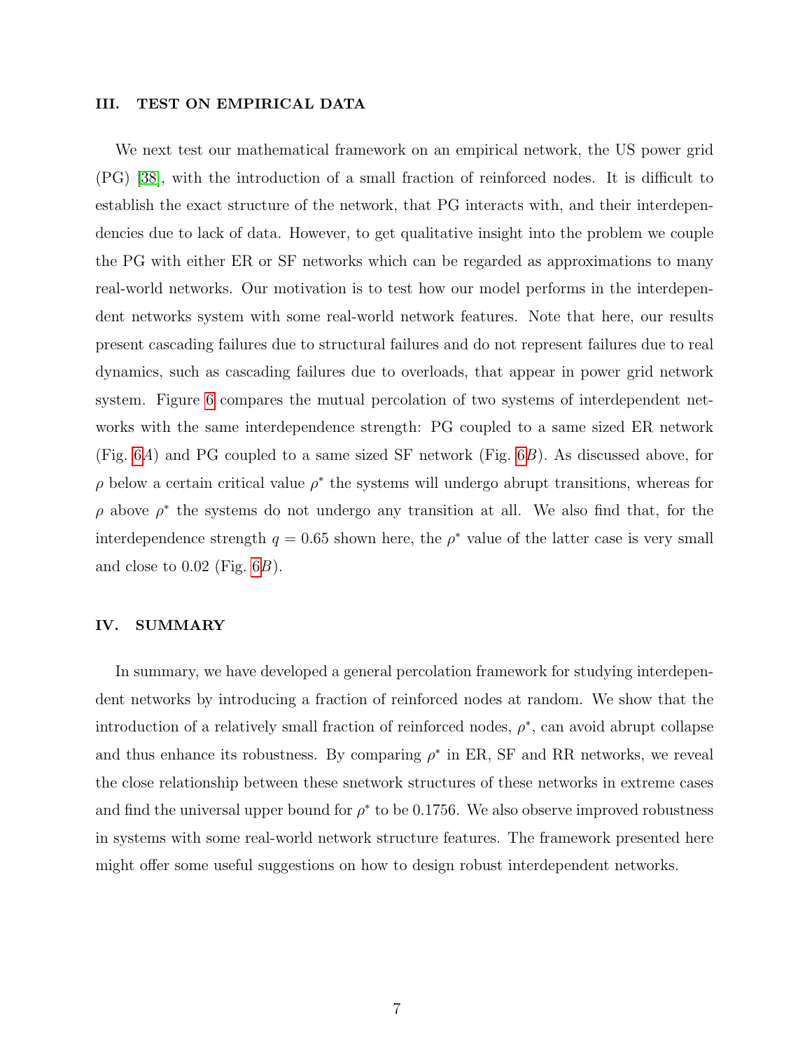## III. TEST ON EMPIRICAL DATA

We next test our mathematical framework on an empirical network, the US power grid (PG) [38], with the introduction of a small fraction of reinforced nodes. It is difficult to establish the exact structure of the network, that PG interacts with, and their interdependencies due to lack of data. However, to get qualitative insight into the problem we couple the PG with either ER or SF networks which can be regarded as approximations to many real-world networks. Our motivation is to test how our model performs in the interdependent networks system with some real-world network features. Note that here, our results present cascading failures due to structural failures and do not represent failures due to real dynamics, such as cascading failures due to overloads, that appear in power grid network system. Figure 6 compares the mutual percolation of two systems of interdependent networks with the same interdependence strength: PG coupled to a same sized ER network (Fig. 6*A*) and PG coupled to a same sized SF network (Fig. 6*B*). As discussed above, for $\rho$ below a certain critical value $\rho^*$ the systems will undergo abrupt transitions, whereas for $\rho$ above $\rho^*$ the systems do not undergo any transition at all. We also find that, for the interdependence strength $q = 0.65$ shown here, the $\rho^*$ value of the latter case is very small and close to 0.02 (Fig. 6*B*).

## IV. SUMMARY

In summary, we have developed a general percolation framework for studying interdependent networks by introducing a fraction of reinforced nodes at random. We show that the introduction of a relatively small fraction of reinforced nodes, $\rho^*$, can avoid abrupt collapse and thus enhance its robustness. By comparing $\rho^*$ in ER, SF and RR networks, we reveal the close relationship between these snetwork structures of these networks in extreme cases and find the universal upper bound for $\rho^*$ to be 0.1756. We also observe improved robustness in systems with some real-world network structure features. The framework presented here might offer some useful suggestions on how to design robust interdependent networks.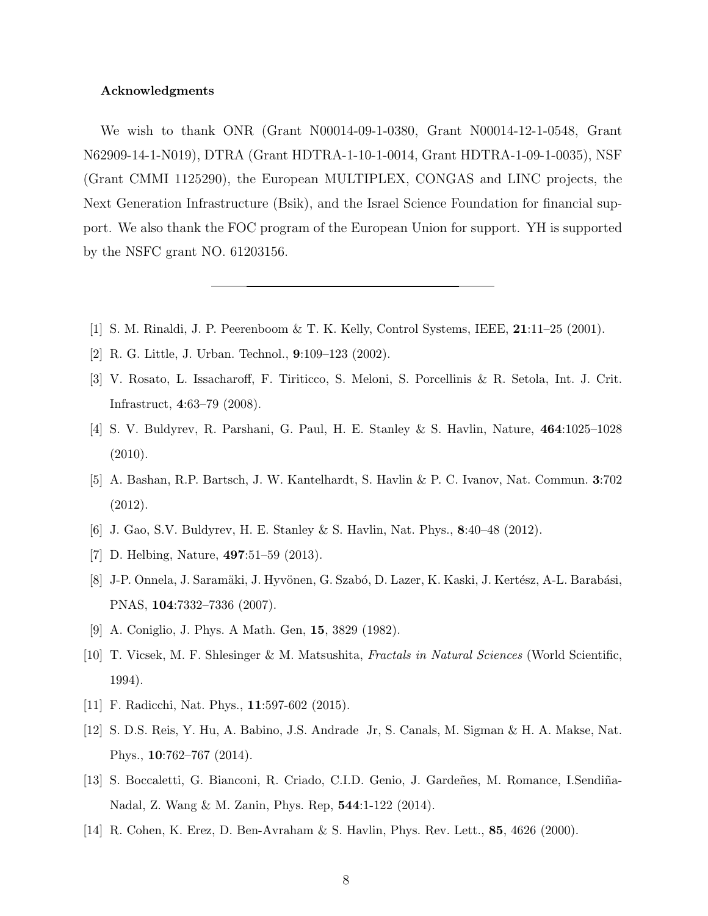### Acknowledgments

We wish to thank ONR (Grant N00014-09-1-0380, Grant N00014-12-1-0548, Grant N62909-14-1-N019), DTRA (Grant HDTRA-1-10-1-0014, Grant HDTRA-1-09-1-0035), NSF (Grant CMMI 1125290), the European MULTIPLEX, CONGAS and LINC projects, the Next Generation Infrastructure (Bsik), and the Israel Science Foundation for financial support. We also thank the FOC program of the European Union for support. YH is supported by the NSFC grant NO. 61203156.

---

[1] S. M. Rinaldi, J. P. Peerenboom & T. K. Kelly, Control Systems, IEEE, **21**:11–25 (2001).

[2] R. G. Little, J. Urban. Technol., **9**:109–123 (2002).

[3] V. Rosato, L. Issacharoff, F. Tiriticco, S. Meloni, S. Porcellinis & R. Setola, Int. J. Crit. Infrastruct, **4**:63–79 (2008).

[4] S. V. Buldyrev, R. Parshani, G. Paul, H. E. Stanley & S. Havlin, Nature, **464**:1025–1028 (2010).

[5] A. Bashan, R.P. Bartsch, J. W. Kantelhardt, S. Havlin & P. C. Ivanov, Nat. Commun. **3**:702 (2012).

[6] J. Gao, S.V. Buldyrev, H. E. Stanley & S. Havlin, Nat. Phys., **8**:40–48 (2012).

[7] D. Helbing, Nature, **497**:51–59 (2013).

[8] J-P. Onnela, J. Saramäki, J. Hyvönen, G. Szabó, D. Lazer, K. Kaski, J. Kertész, A-L. Barabási, PNAS, **104**:7332–7336 (2007).

[9] A. Coniglio, J. Phys. A Math. Gen, **15**, 3829 (1982).

[10] T. Vicsek, M. F. Shlesinger & M. Matsushita, *Fractals in Natural Sciences* (World Scientific, 1994).

[11] F. Radicchi, Nat. Phys., **11**:597-602 (2015).

[12] S. D.S. Reis, Y. Hu, A. Babino, J.S. Andrade Jr, S. Canals, M. Sigman & H. A. Makse, Nat. Phys., **10**:762–767 (2014).

[13] S. Boccaletti, G. Bianconi, R. Criado, C.I.D. Genio, J. Gardeñes, M. Romance, I.Sendiña-Nadal, Z. Wang & M. Zanin, Phys. Rep, **544**:1-122 (2014).

[14] R. Cohen, K. Erez, D. Ben-Avraham & S. Havlin, Phys. Rev. Lett., **85**, 4626 (2000).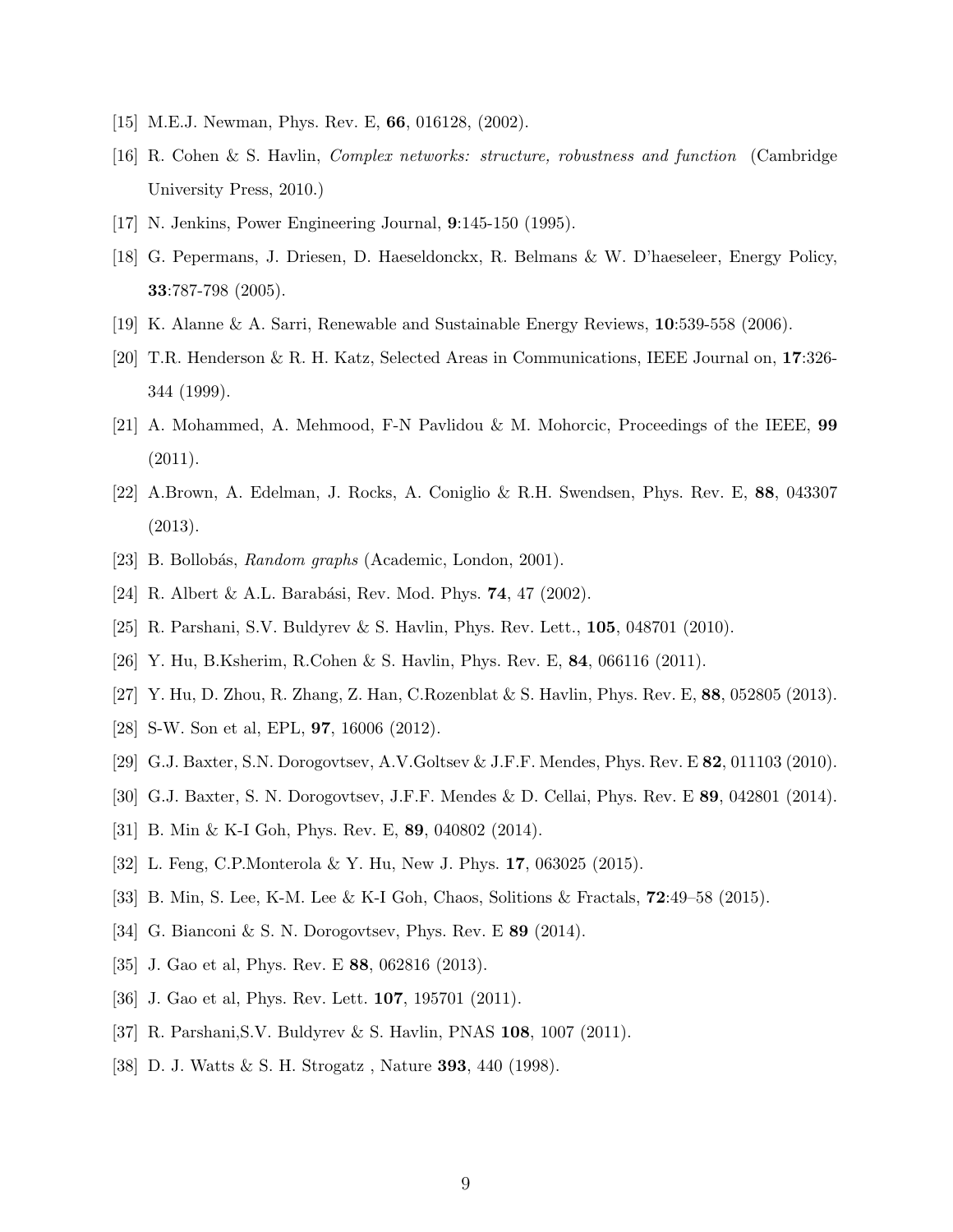[15] M.E.J. Newman, Phys. Rev. E, **66**, 016128, (2002).

[16] R. Cohen & S. Havlin, *Complex networks: structure, robustness and function* (Cambridge University Press, 2010.)

[17] N. Jenkins, Power Engineering Journal, **9**:145-150 (1995).

[18] G. Pepermans, J. Driesen, D. Haeseldonckx, R. Belmans & W. D'haeseleer, Energy Policy, **33**:787-798 (2005).

[19] K. Alanne & A. Sarri, Renewable and Sustainable Energy Reviews, **10**:539-558 (2006).

[20] T.R. Henderson & R. H. Katz, Selected Areas in Communications, IEEE Journal on, **17**:326-344 (1999).

[21] A. Mohammed, A. Mehmood, F-N Pavlidou & M. Mohorcic, Proceedings of the IEEE, **99** (2011).

[22] A.Brown, A. Edelman, J. Rocks, A. Coniglio & R.H. Swendsen, Phys. Rev. E, **88**, 043307 (2013).

[23] B. Bollobás, *Random graphs* (Academic, London, 2001).

[24] R. Albert & A.L. Barabási, Rev. Mod. Phys. **74**, 47 (2002).

[25] R. Parshani, S.V. Buldyrev & S. Havlin, Phys. Rev. Lett., **105**, 048701 (2010).

[26] Y. Hu, B.Ksherim, R.Cohen & S. Havlin, Phys. Rev. E, **84**, 066116 (2011).

[27] Y. Hu, D. Zhou, R. Zhang, Z. Han, C.Rozenblat & S. Havlin, Phys. Rev. E, **88**, 052805 (2013).

[28] S-W. Son et al, EPL, **97**, 16006 (2012).

[29] G.J. Baxter, S.N. Dorogovtsev, A.V.Goltsev & J.F.F. Mendes, Phys. Rev. E **82**, 011103 (2010).

[30] G.J. Baxter, S. N. Dorogovtsev, J.F.F. Mendes & D. Cellai, Phys. Rev. E **89**, 042801 (2014).

[31] B. Min & K-I Goh, Phys. Rev. E, **89**, 040802 (2014).

[32] L. Feng, C.P.Monterola & Y. Hu, New J. Phys. **17**, 063025 (2015).

[33] B. Min, S. Lee, K-M. Lee & K-I Goh, Chaos, Solitions & Fractals, **72**:49–58 (2015).

[34] G. Bianconi & S. N. Dorogovtsev, Phys. Rev. E **89** (2014).

[35] J. Gao et al, Phys. Rev. E **88**, 062816 (2013).

[36] J. Gao et al, Phys. Rev. Lett. **107**, 195701 (2011).

[37] R. Parshani,S.V. Buldyrev & S. Havlin, PNAS **108**, 1007 (2011).

[38] D. J. Watts & S. H. Strogatz , Nature **393**, 440 (1998).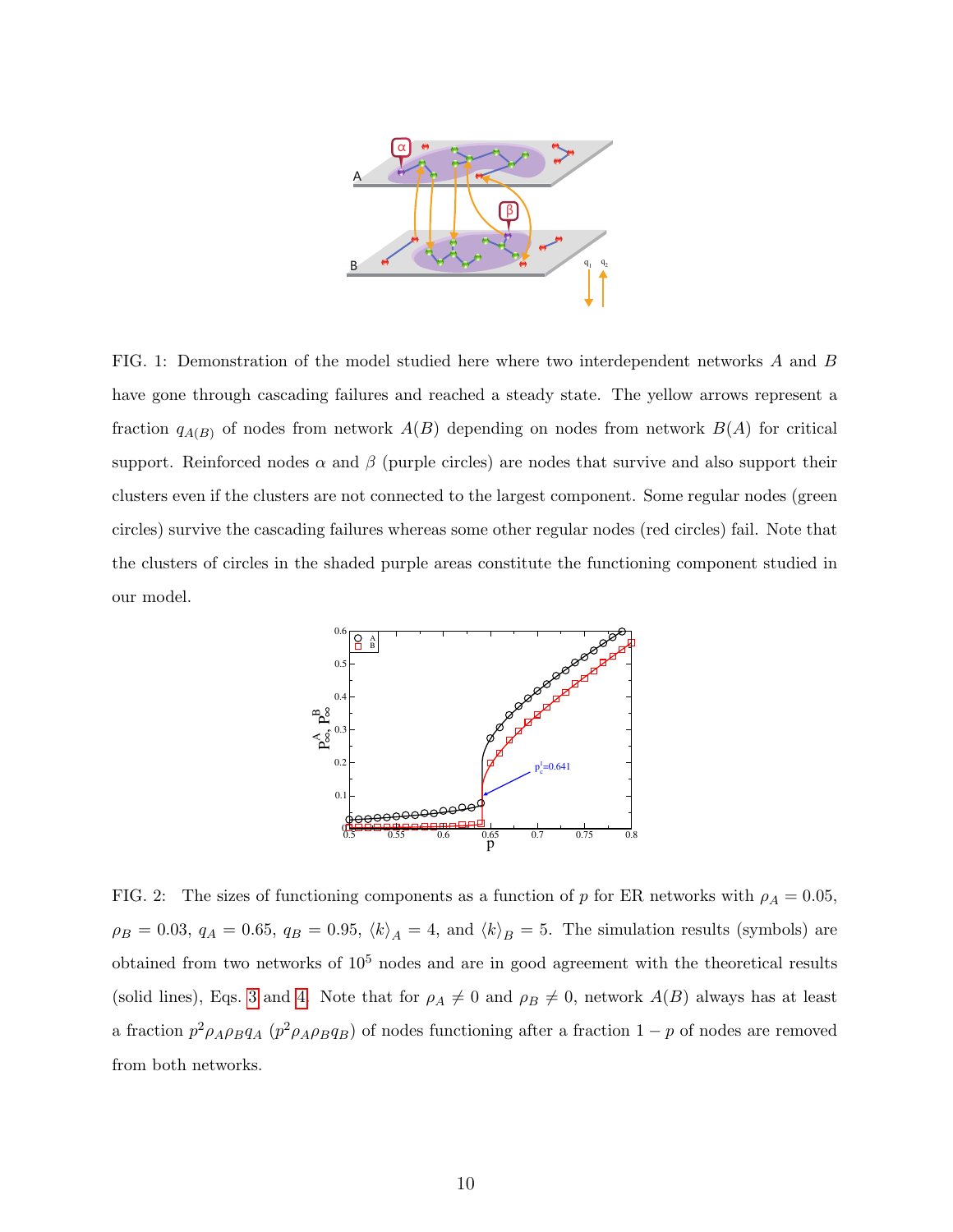FIG. 1: Demonstration of the model studied here where two interdependent networks $A$ and $B$ have gone through cascading failures and reached a steady state. The yellow arrows represent a fraction $q_{A(B)}$ of nodes from network $A(B)$ depending on nodes from network $B(A)$ for critical support. Reinforced nodes $\alpha$ and $\beta$ (purple circles) are nodes that survive and also support their clusters even if the clusters are not connected to the largest component. Some regular nodes (green circles) survive the cascading failures whereas some other regular nodes (red circles) fail. Note that the clusters of circles in the shaded purple areas constitute the functioning component studied in our model.

FIG. 2: The sizes of functioning components as a function of $p$ for ER networks with $\rho_A = 0.05$, $\rho_B = 0.03$, $q_A = 0.65$, $q_B = 0.95$, $\langle k \rangle_A = 4$, and $\langle k \rangle_B = 5$. The simulation results (symbols) are obtained from two networks of $10^5$ nodes and are in good agreement with the theoretical results (solid lines), Eqs. 3 and 4. Note that for $\rho_A \neq 0$ and $\rho_B \neq 0$, network $A(B)$ always has at least a fraction $p^2\rho_A\rho_B q_A$ ($p^2\rho_A\rho_B q_B$) of nodes functioning after a fraction $1-p$ of nodes are removed from both networks.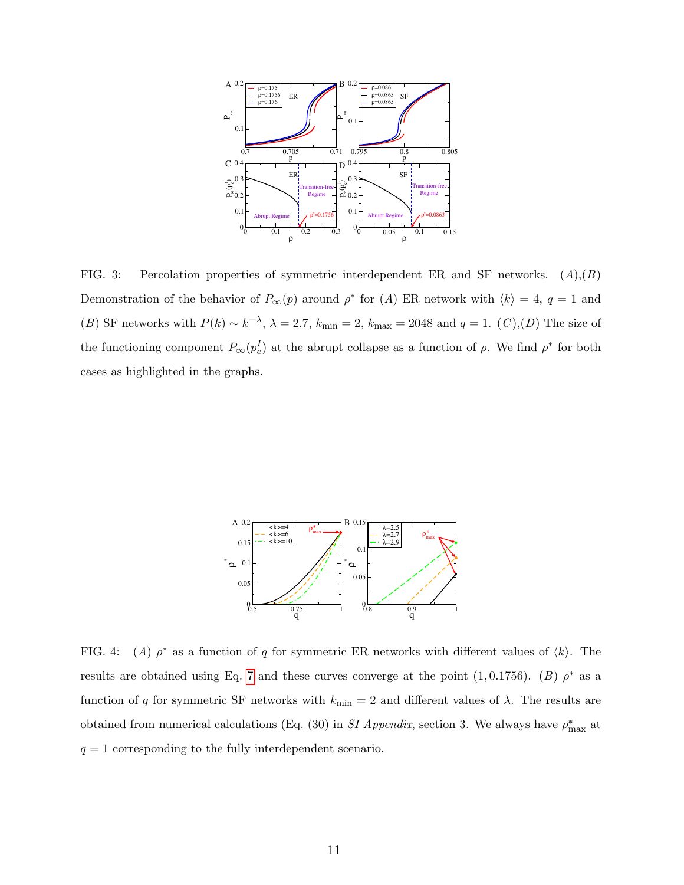FIG. 3: Percolation properties of symmetric interdependent ER and SF networks. $(A)$,$(B)$ Demonstration of the behavior of $P_\infty(p)$ around $\rho^*$ for $(A)$ ER network with $\langle k \rangle = 4$, $q = 1$ and $(B)$ SF networks with $P(k) \sim k^{-\lambda}$, $\lambda = 2.7$, $k_{\min} = 2$, $k_{\max} = 2048$ and $q = 1$. $(C)$,$(D)$ The size of the functioning component $P_\infty(p_c^I)$ at the abrupt collapse as a function of $\rho$. We find $\rho^*$ for both cases as highlighted in the graphs.

FIG. 4: $(A)$ $\rho^*$ as a function of $q$ for symmetric ER networks with different values of $\langle k \rangle$. The results are obtained using Eq. 7 and these curves converge at the point $(1, 0.1756)$. $(B)$ $\rho^*$ as a function of $q$ for symmetric SF networks with $k_{\min} = 2$ and different values of $\lambda$. The results are obtained from numerical calculations (Eq. (30) in *SI Appendix*, section 3. We always have $\rho^*_{\max}$ at $q = 1$ corresponding to the fully interdependent scenario.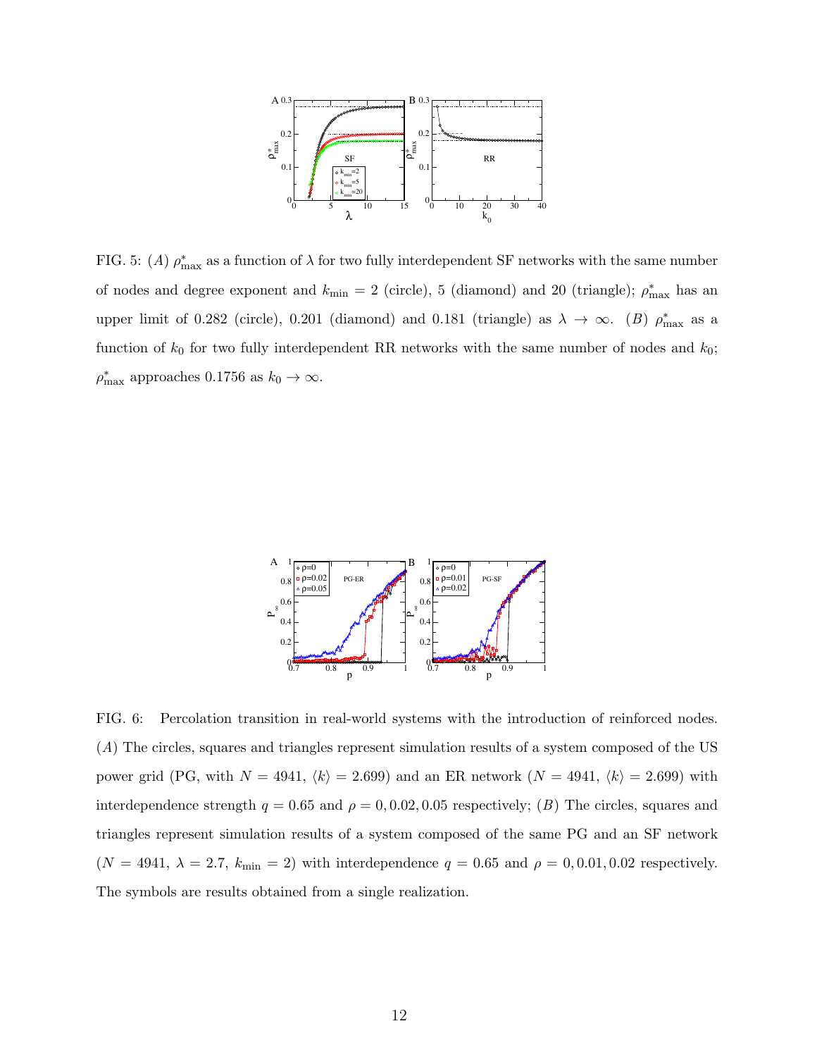A 0.3

0.2

$\rho^*_{max}$

0.1

0

0 5 10 15

$\lambda$

SF

$k_{min}$=2

$k_{min}$=5

$k_{min}$=20

B 0.3

0.2

$\rho^*_{max}$

0.1

0

0 10 20 30 40

$k_0$

RR

FIG. 5: (*A*) $\rho^*_{\max}$ as a function of $\lambda$ for two fully interdependent SF networks with the same number of nodes and degree exponent and $k_{\min} = 2$ (circle), 5 (diamond) and 20 (triangle); $\rho^*_{\max}$ has an upper limit of 0.282 (circle), 0.201 (diamond) and 0.181 (triangle) as $\lambda \to \infty$. (*B*) $\rho^*_{\max}$ as a function of $k_0$ for two fully interdependent RR networks with the same number of nodes and $k_0$; $\rho^*_{\max}$ approaches 0.1756 as $k_0 \to \infty$.

A 1

0.8

0.6

0.4

0.2

0

$P_\infty$

0.7 0.8 0.9 1

p

ρ=0

ρ=0.02

ρ=0.05

PG-ER

B 1

0.8

0.6

0.4

0.2

0

$P_\infty$

0.7 0.8 0.9 1

p

ρ=0

ρ=0.01

ρ=0.02

PG-SF

FIG. 6: Percolation transition in real-world systems with the introduction of reinforced nodes. (*A*) The circles, squares and triangles represent simulation results of a system composed of the US power grid (PG, with $N = 4941$, $\langle k \rangle = 2.699$) and an ER network ($N = 4941$, $\langle k \rangle = 2.699$) with interdependence strength $q = 0.65$ and $\rho = 0, 0.02, 0.05$ respectively; (*B*) The circles, squares and triangles represent simulation results of a system composed of the same PG and an SF network ($N = 4941$, $\lambda = 2.7$, $k_{\min} = 2$) with interdependence $q = 0.65$ and $\rho = 0, 0.01, 0.02$ respectively. The symbols are results obtained from a single realization.